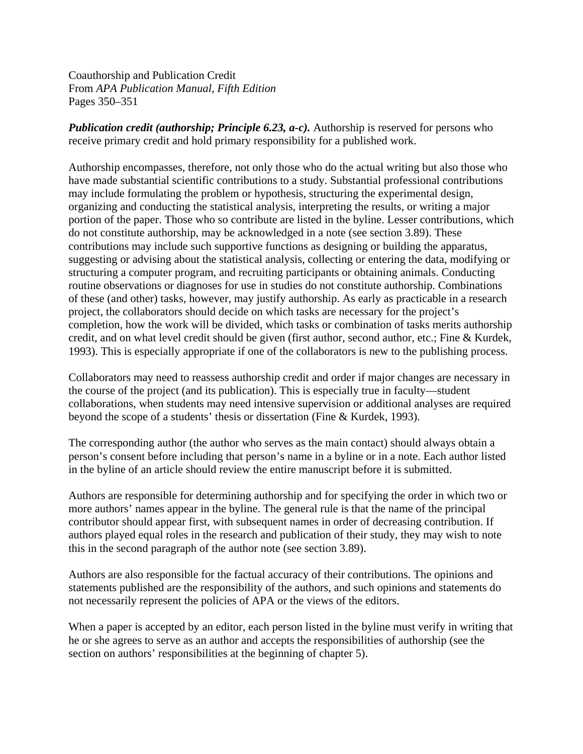Coauthorship and Publication Credit
From *APA Publication Manual, Fifth Edition*
Pages 350–351

***Publication credit (authorship; Principle 6.23, a-c).*** Authorship is reserved for persons who receive primary credit and hold primary responsibility for a published work.

Authorship encompasses, therefore, not only those who do the actual writing but also those who have made substantial scientific contributions to a study. Substantial professional contributions may include formulating the problem or hypothesis, structuring the experimental design, organizing and conducting the statistical analysis, interpreting the results, or writing a major portion of the paper. Those who so contribute are listed in the byline. Lesser contributions, which do not constitute authorship, may be acknowledged in a note (see section 3.89). These contributions may include such supportive functions as designing or building the apparatus, suggesting or advising about the statistical analysis, collecting or entering the data, modifying or structuring a computer program, and recruiting participants or obtaining animals. Conducting routine observations or diagnoses for use in studies do not constitute authorship. Combinations of these (and other) tasks, however, may justify authorship. As early as practicable in a research project, the collaborators should decide on which tasks are necessary for the project's completion, how the work will be divided, which tasks or combination of tasks merits authorship credit, and on what level credit should be given (first author, second author, etc.; Fine & Kurdek, 1993). This is especially appropriate if one of the collaborators is new to the publishing process.

Collaborators may need to reassess authorship credit and order if major changes are necessary in the course of the project (and its publication). This is especially true in faculty—student collaborations, when students may need intensive supervision or additional analyses are required beyond the scope of a students' thesis or dissertation (Fine & Kurdek, 1993).

The corresponding author (the author who serves as the main contact) should always obtain a person's consent before including that person's name in a byline or in a note. Each author listed in the byline of an article should review the entire manuscript before it is submitted.

Authors are responsible for determining authorship and for specifying the order in which two or more authors' names appear in the byline. The general rule is that the name of the principal contributor should appear first, with subsequent names in order of decreasing contribution. If authors played equal roles in the research and publication of their study, they may wish to note this in the second paragraph of the author note (see section 3.89).

Authors are also responsible for the factual accuracy of their contributions. The opinions and statements published are the responsibility of the authors, and such opinions and statements do not necessarily represent the policies of APA or the views of the editors.

When a paper is accepted by an editor, each person listed in the byline must verify in writing that he or she agrees to serve as an author and accepts the responsibilities of authorship (see the section on authors' responsibilities at the beginning of chapter 5).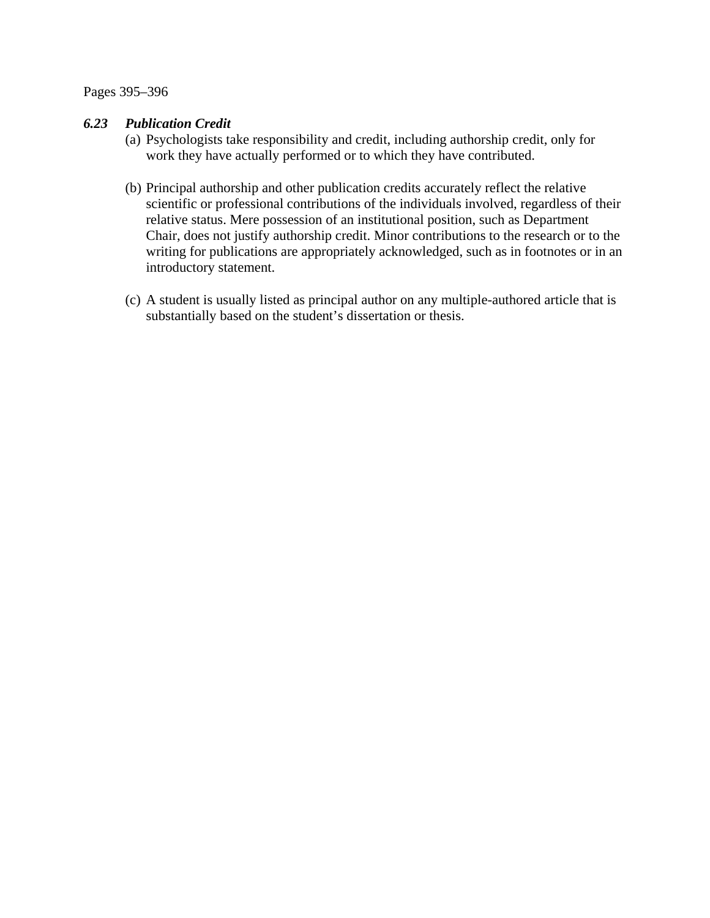Pages 395–396

***6.23 Publication Credit***

(a) Psychologists take responsibility and credit, including authorship credit, only for work they have actually performed or to which they have contributed.

(b) Principal authorship and other publication credits accurately reflect the relative scientific or professional contributions of the individuals involved, regardless of their relative status. Mere possession of an institutional position, such as Department Chair, does not justify authorship credit. Minor contributions to the research or to the writing for publications are appropriately acknowledged, such as in footnotes or in an introductory statement.

(c) A student is usually listed as principal author on any multiple-authored article that is substantially based on the student's dissertation or thesis.